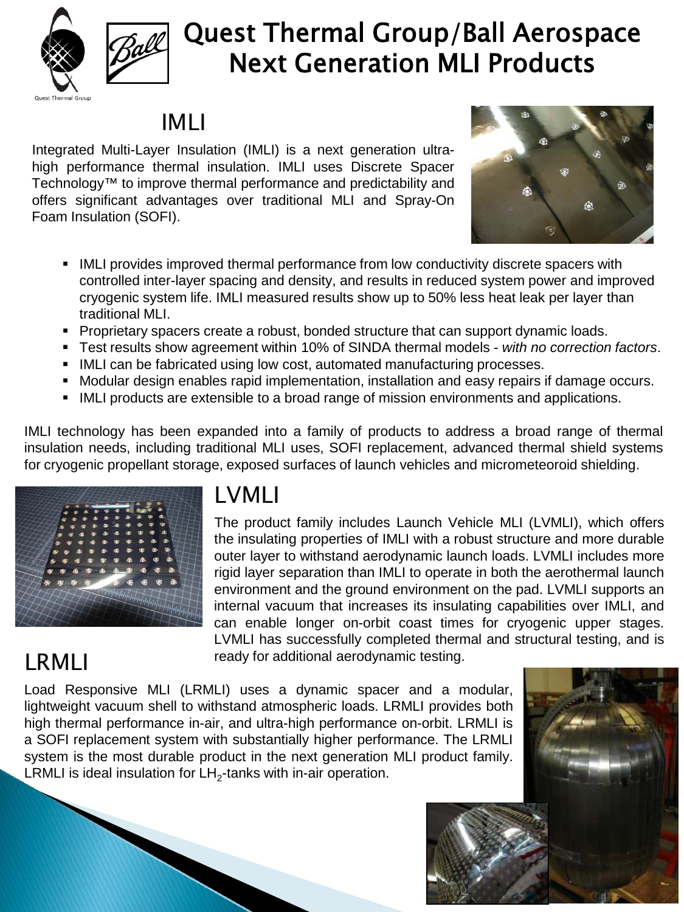# Quest Thermal Group/Ball Aerospace Next Generation MLI Products

## IMLI

Integrated Multi-Layer Insulation (IMLI) is a next generation ultra-high performance thermal insulation. IMLI uses Discrete Spacer Technology™ to improve thermal performance and predictability and offers significant advantages over traditional MLI and Spray-On Foam Insulation (SOFI).

- IMLI provides improved thermal performance from low conductivity discrete spacers with controlled inter-layer spacing and density, and results in reduced system power and improved cryogenic system life. IMLI measured results show up to 50% less heat leak per layer than traditional MLI.
- Proprietary spacers create a robust, bonded structure that can support dynamic loads.
- Test results show agreement within 10% of SINDA thermal models - *with no correction factors*.
- IMLI can be fabricated using low cost, automated manufacturing processes.
- Modular design enables rapid implementation, installation and easy repairs if damage occurs.
- IMLI products are extensible to a broad range of mission environments and applications.

IMLI technology has been expanded into a family of products to address a broad range of thermal insulation needs, including traditional MLI uses, SOFI replacement, advanced thermal shield systems for cryogenic propellant storage, exposed surfaces of launch vehicles and micrometeoroid shielding.

## LVMLI

The product family includes Launch Vehicle MLI (LVMLI), which offers the insulating properties of IMLI with a robust structure and more durable outer layer to withstand aerodynamic launch loads. LVMLI includes more rigid layer separation than IMLI to operate in both the aerothermal launch environment and the ground environment on the pad. LVMLI supports an internal vacuum that increases its insulating capabilities over IMLI, and can enable longer on-orbit coast times for cryogenic upper stages. LVMLI has successfully completed thermal and structural testing, and is ready for additional aerodynamic testing.

## LRMLI

Load Responsive MLI (LRMLI) uses a dynamic spacer and a modular, lightweight vacuum shell to withstand atmospheric loads. LRMLI provides both high thermal performance in-air, and ultra-high performance on-orbit. LRMLI is a SOFI replacement system with substantially higher performance. The LRMLI system is the most durable product in the next generation MLI product family. LRMLI is ideal insulation for $LH_2$-tanks with in-air operation.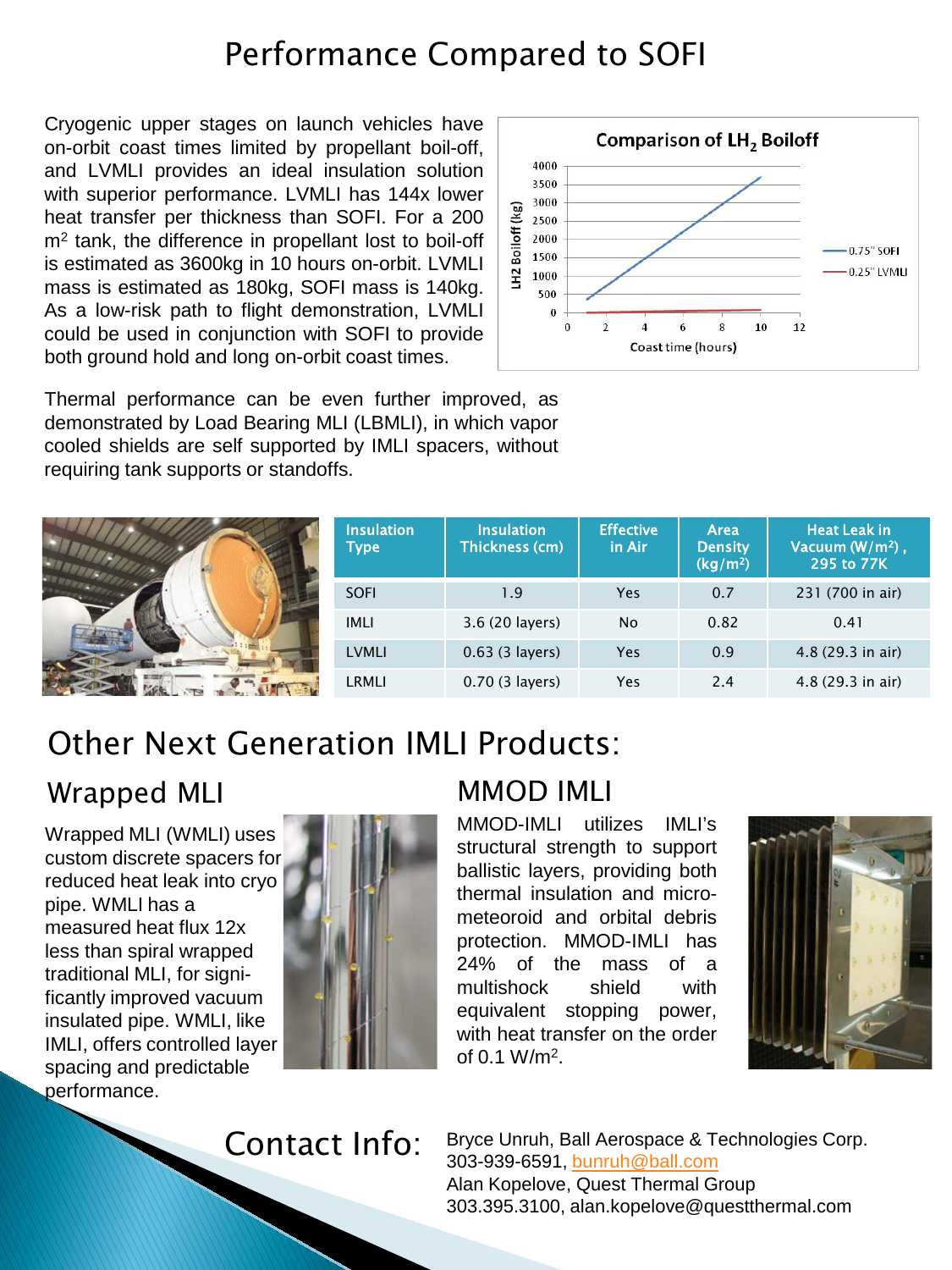# Performance Compared to SOFI

Cryogenic upper stages on launch vehicles have on-orbit coast times limited by propellant boil-off, and LVMLI provides an ideal insulation solution with superior performance. LVMLI has 144x lower heat transfer per thickness than SOFI. For a 200 m$^2$ tank, the difference in propellant lost to boil-off is estimated as 3600kg in 10 hours on-orbit. LVMLI mass is estimated as 180kg, SOFI mass is 140kg. As a low-risk path to flight demonstration, LVMLI could be used in conjunction with SOFI to provide both ground hold and long on-orbit coast times.

Comparison of $LH_2$ Boiloff

LH2 Boiloff (kg)

4000
3500
3000
2500
2000
1500
1000
500
0

0 2 4 6 8 10 12

Coast time (hours)

0.75" SOFI
0.25" LVMLI

Thermal performance can be even further improved, as demonstrated by Load Bearing MLI (LBMLI), in which vapor cooled shields are self supported by IMLI spacers, without requiring tank supports or standoffs.

| Insulation Type | Insulation Thickness (cm) | Effective in Air | Area Density (kg/m$^2$) | Heat Leak in Vacuum (W/m$^2$), 295 to 77K |
|---|---|---|---|---|
| SOFI | 1.9 | Yes | 0.7 | 231 (700 in air) |
| IMLI | 3.6 (20 layers) | No | 0.82 | 0.41 |
| LVMLI | 0.63 (3 layers) | Yes | 0.9 | 4.8 (29.3 in air) |
| LRMLI | 0.70 (3 layers) | Yes | 2.4 | 4.8 (29.3 in air) |

# Other Next Generation IMLI Products:

## Wrapped MLI

Wrapped MLI (WMLI) uses custom discrete spacers for reduced heat leak into cryo pipe. WMLI has a measured heat flux 12x less than spiral wrapped traditional MLI, for significantly improved vacuum insulated pipe. WMLI, like IMLI, offers controlled layer spacing and predictable performance.

## MMOD IMLI

MMOD-IMLI utilizes IMLI's structural strength to support ballistic layers, providing both thermal insulation and micro-meteoroid and orbital debris protection. MMOD-IMLI has 24% of the mass of a multishock shield with equivalent stopping power, with heat transfer on the order of 0.1 W/m$^2$.

# Contact Info:

Bryce Unruh, Ball Aerospace & Technologies Corp.
303-939-6591, bunruh@ball.com
Alan Kopelove, Quest Thermal Group
303.395.3100, alan.kopelove@questthermal.com